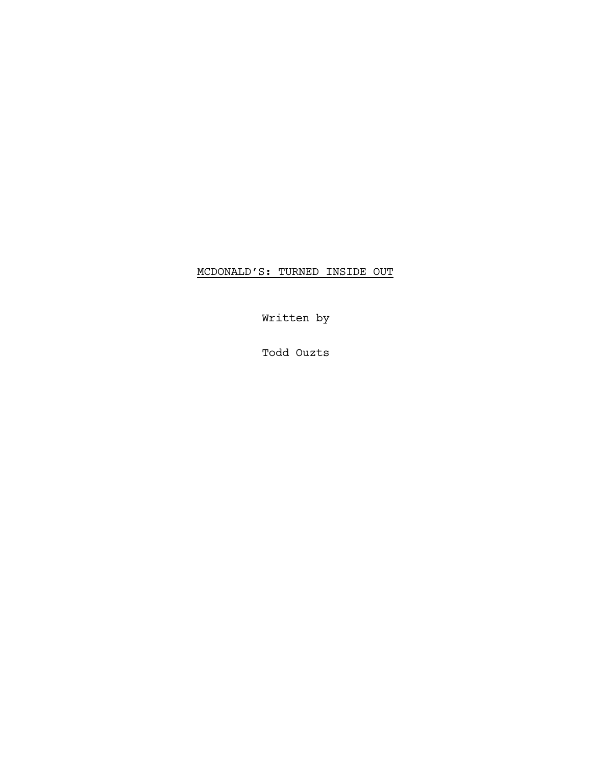# MCDONALD’S: TURNED INSIDE OUT

Written by

Todd Ouzts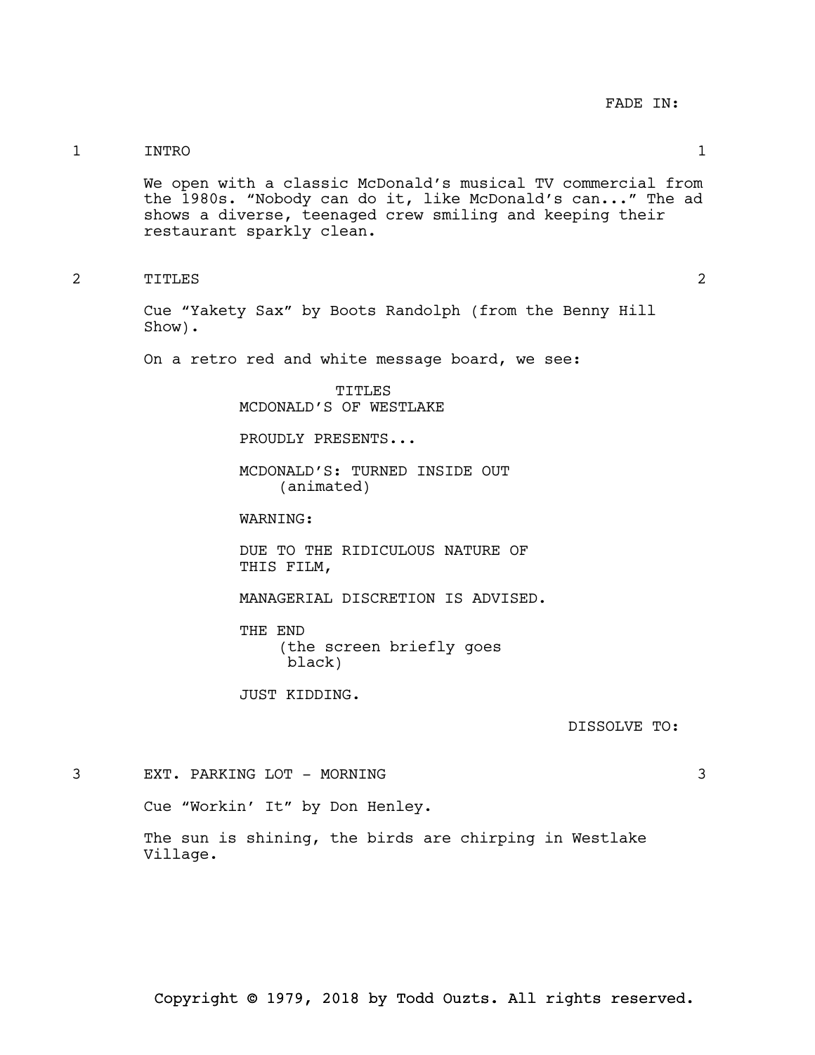FADE IN:

1 INTRO 1

We open with a classic McDonald's musical TV commercial from the 1980s. "Nobody can do it, like McDonald's can..." The ad shows a diverse, teenaged crew smiling and keeping their restaurant sparkly clean.

2 TITLES 2

Cue "Yakety Sax" by Boots Randolph (from the Benny Hill Show).

On a retro red and white message board, we see:

TITLES
MCDONALD'S OF WESTLAKE

PROUDLY PRESENTS...

MCDONALD'S: TURNED INSIDE OUT
(animated)

WARNING:

DUE TO THE RIDICULOUS NATURE OF THIS FILM,

MANAGERIAL DISCRETION IS ADVISED.

THE END
(the screen briefly goes black)

JUST KIDDING.

DISSOLVE TO:

3 EXT. PARKING LOT - MORNING 3

Cue "Workin' It" by Don Henley.

The sun is shining, the birds are chirping in Westlake Village.

Copyright © 1979, 2018 by Todd Ouzts. All rights reserved.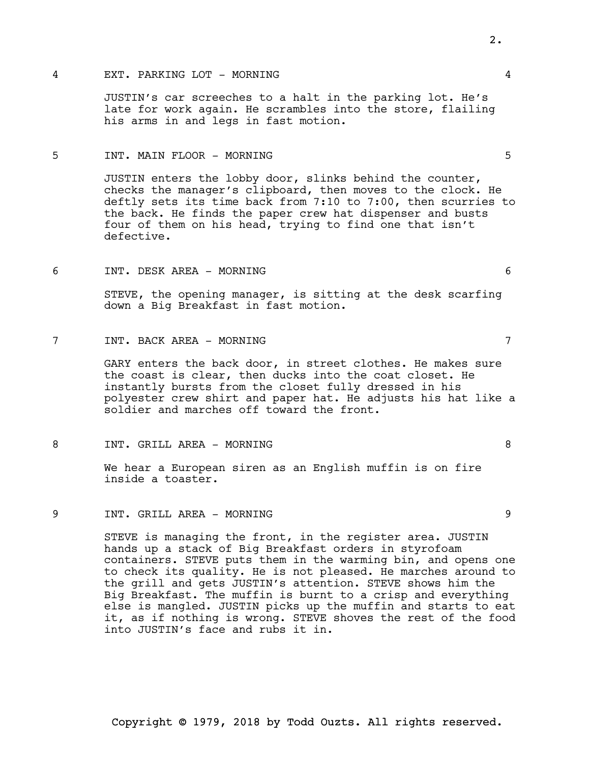4 EXT. PARKING LOT - MORNING 4

JUSTIN's car screeches to a halt in the parking lot. He's late for work again. He scrambles into the store, flailing his arms in and legs in fast motion.

5 INT. MAIN FLOOR - MORNING 5

JUSTIN enters the lobby door, slinks behind the counter, checks the manager's clipboard, then moves to the clock. He deftly sets its time back from 7:10 to 7:00, then scurries to the back. He finds the paper crew hat dispenser and busts four of them on his head, trying to find one that isn't defective.

6 INT. DESK AREA - MORNING 6

STEVE, the opening manager, is sitting at the desk scarfing down a Big Breakfast in fast motion.

7 INT. BACK AREA - MORNING 7

GARY enters the back door, in street clothes. He makes sure the coast is clear, then ducks into the coat closet. He instantly bursts from the closet fully dressed in his polyester crew shirt and paper hat. He adjusts his hat like a soldier and marches off toward the front.

8 INT. GRILL AREA - MORNING 8

We hear a European siren as an English muffin is on fire inside a toaster.

9 INT. GRILL AREA - MORNING 9

STEVE is managing the front, in the register area. JUSTIN hands up a stack of Big Breakfast orders in styrofoam containers. STEVE puts them in the warming bin, and opens one to check its quality. He is not pleased. He marches around to the grill and gets JUSTIN's attention. STEVE shows him the Big Breakfast. The muffin is burnt to a crisp and everything else is mangled. JUSTIN picks up the muffin and starts to eat it, as if nothing is wrong. STEVE shoves the rest of the food into JUSTIN's face and rubs it in.

Copyright © 1979, 2018 by Todd Ouzts. All rights reserved.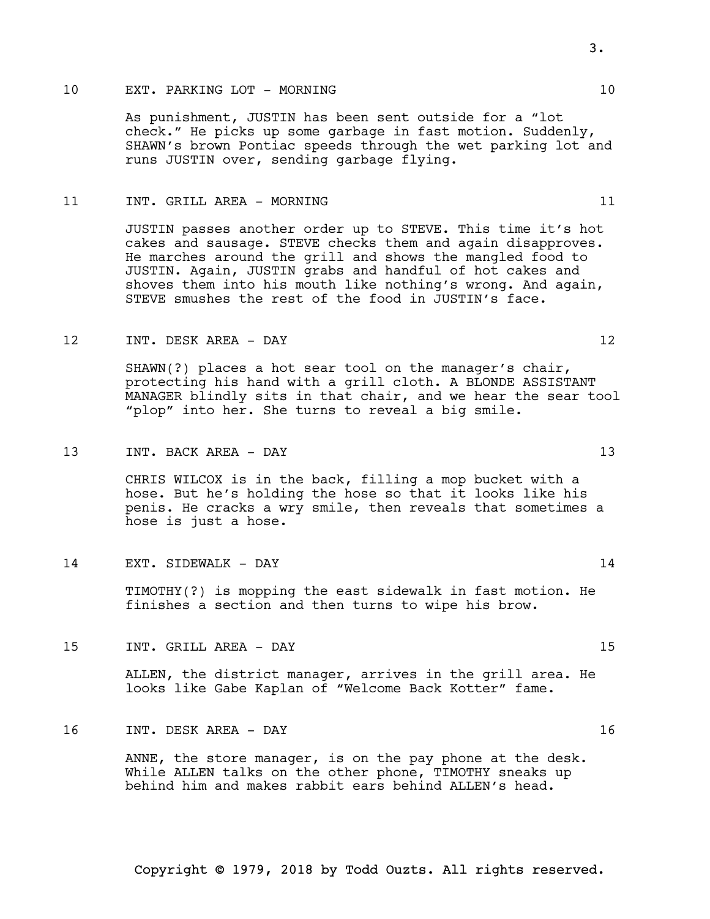## 10 EXT. PARKING LOT - MORNING 10

As punishment, JUSTIN has been sent outside for a "lot check." He picks up some garbage in fast motion. Suddenly, SHAWN's brown Pontiac speeds through the wet parking lot and runs JUSTIN over, sending garbage flying.

## 11 INT. GRILL AREA - MORNING 11

JUSTIN passes another order up to STEVE. This time it's hot cakes and sausage. STEVE checks them and again disapproves. He marches around the grill and shows the mangled food to JUSTIN. Again, JUSTIN grabs and handful of hot cakes and shoves them into his mouth like nothing's wrong. And again, STEVE smushes the rest of the food in JUSTIN's face.

## 12 INT. DESK AREA - DAY 12

SHAWN(?) places a hot sear tool on the manager's chair, protecting his hand with a grill cloth. A BLONDE ASSISTANT MANAGER blindly sits in that chair, and we hear the sear tool "plop" into her. She turns to reveal a big smile.

## 13 INT. BACK AREA - DAY 13

CHRIS WILCOX is in the back, filling a mop bucket with a hose. But he's holding the hose so that it looks like his penis. He cracks a wry smile, then reveals that sometimes a hose is just a hose.

## 14 EXT. SIDEWALK - DAY 14

TIMOTHY(?) is mopping the east sidewalk in fast motion. He finishes a section and then turns to wipe his brow.

## 15 INT. GRILL AREA - DAY 15

ALLEN, the district manager, arrives in the grill area. He looks like Gabe Kaplan of "Welcome Back Kotter" fame.

## 16 INT. DESK AREA - DAY 16

ANNE, the store manager, is on the pay phone at the desk. While ALLEN talks on the other phone, TIMOTHY sneaks up behind him and makes rabbit ears behind ALLEN's head.

Copyright © 1979, 2018 by Todd Ouzts. All rights reserved.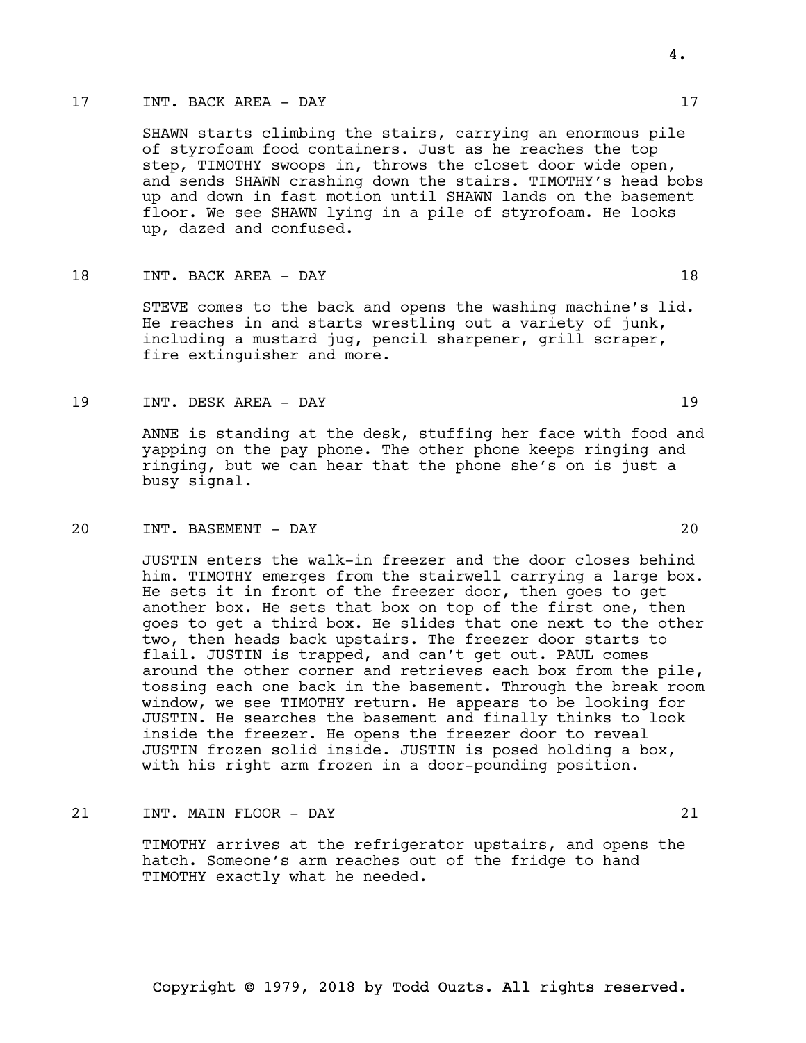17 INT. BACK AREA - DAY 17

SHAWN starts climbing the stairs, carrying an enormous pile of styrofoam food containers. Just as he reaches the top step, TIMOTHY swoops in, throws the closet door wide open, and sends SHAWN crashing down the stairs. TIMOTHY's head bobs up and down in fast motion until SHAWN lands on the basement floor. We see SHAWN lying in a pile of styrofoam. He looks up, dazed and confused.

18 INT. BACK AREA - DAY 18

STEVE comes to the back and opens the washing machine's lid. He reaches in and starts wrestling out a variety of junk, including a mustard jug, pencil sharpener, grill scraper, fire extinguisher and more.

19 INT. DESK AREA - DAY 19

ANNE is standing at the desk, stuffing her face with food and yapping on the pay phone. The other phone keeps ringing and ringing, but we can hear that the phone she's on is just a busy signal.

20 INT. BASEMENT - DAY 20

JUSTIN enters the walk-in freezer and the door closes behind him. TIMOTHY emerges from the stairwell carrying a large box. He sets it in front of the freezer door, then goes to get another box. He sets that box on top of the first one, then goes to get a third box. He slides that one next to the other two, then heads back upstairs. The freezer door starts to flail. JUSTIN is trapped, and can't get out. PAUL comes around the other corner and retrieves each box from the pile, tossing each one back in the basement. Through the break room window, we see TIMOTHY return. He appears to be looking for JUSTIN. He searches the basement and finally thinks to look inside the freezer. He opens the freezer door to reveal JUSTIN frozen solid inside. JUSTIN is posed holding a box, with his right arm frozen in a door-pounding position.

21 INT. MAIN FLOOR - DAY 21

TIMOTHY arrives at the refrigerator upstairs, and opens the hatch. Someone's arm reaches out of the fridge to hand TIMOTHY exactly what he needed.

Copyright © 1979, 2018 by Todd Ouzts. All rights reserved.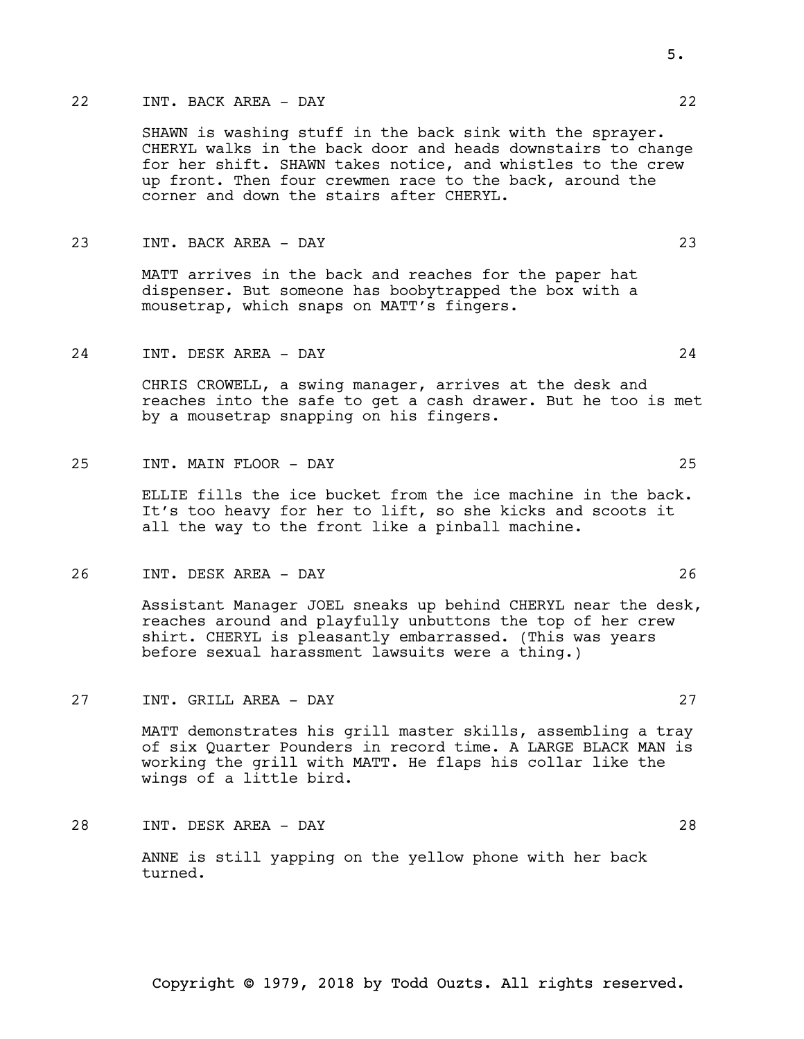22 INT. BACK AREA - DAY 22

SHAWN is washing stuff in the back sink with the sprayer. CHERYL walks in the back door and heads downstairs to change for her shift. SHAWN takes notice, and whistles to the crew up front. Then four crewmen race to the back, around the corner and down the stairs after CHERYL.

23 INT. BACK AREA - DAY 23

MATT arrives in the back and reaches for the paper hat dispenser. But someone has boobytrapped the box with a mousetrap, which snaps on MATT's fingers.

24 INT. DESK AREA - DAY 24

CHRIS CROWELL, a swing manager, arrives at the desk and reaches into the safe to get a cash drawer. But he too is met by a mousetrap snapping on his fingers.

25 INT. MAIN FLOOR - DAY 25

ELLIE fills the ice bucket from the ice machine in the back. It's too heavy for her to lift, so she kicks and scoots it all the way to the front like a pinball machine.

26 INT. DESK AREA - DAY 26

Assistant Manager JOEL sneaks up behind CHERYL near the desk, reaches around and playfully unbuttons the top of her crew shirt. CHERYL is pleasantly embarrassed. (This was years before sexual harassment lawsuits were a thing.)

27 INT. GRILL AREA - DAY 27

MATT demonstrates his grill master skills, assembling a tray of six Quarter Pounders in record time. A LARGE BLACK MAN is working the grill with MATT. He flaps his collar like the wings of a little bird.

28 INT. DESK AREA - DAY 28

ANNE is still yapping on the yellow phone with her back turned.

Copyright © 1979, 2018 by Todd Ouzts. All rights reserved.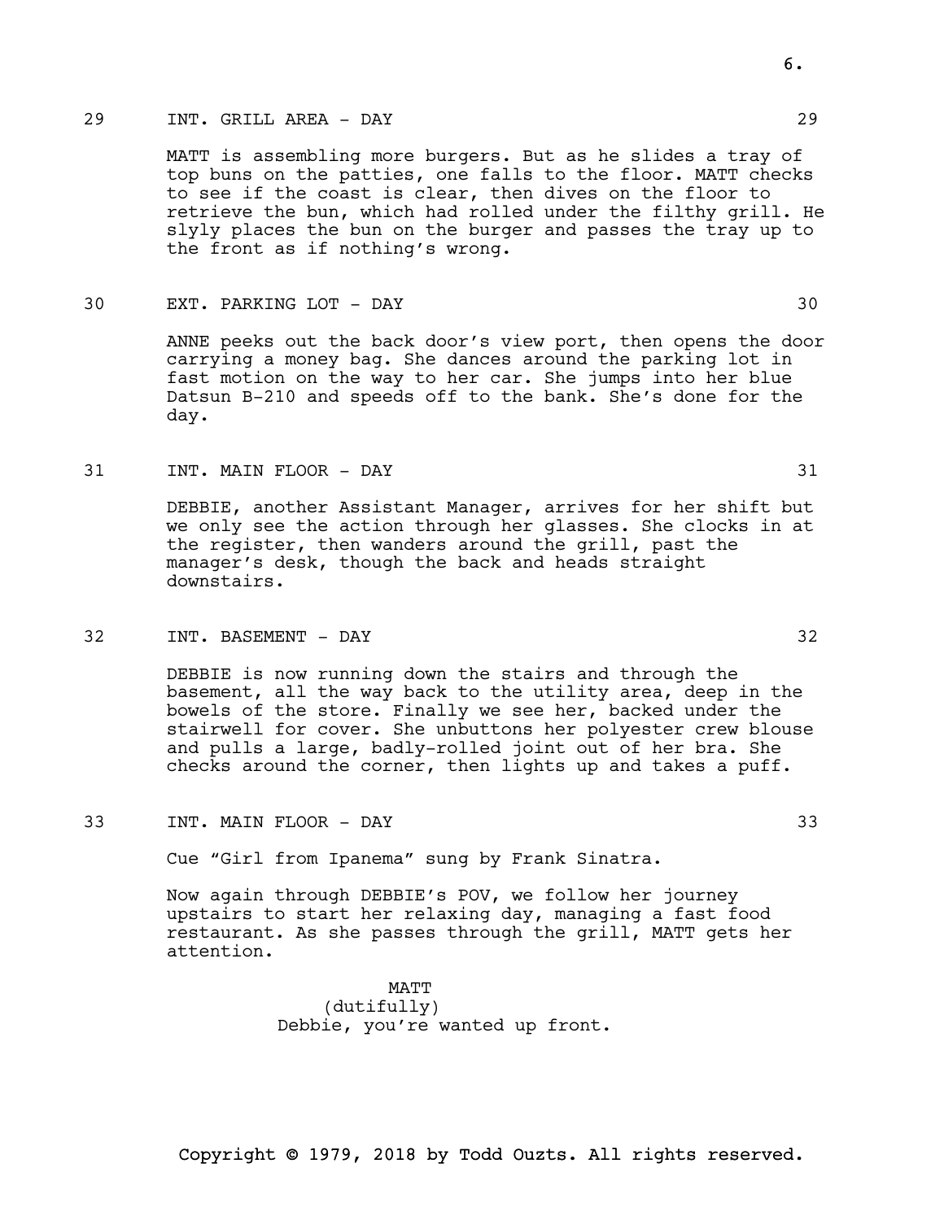29 INT. GRILL AREA - DAY 29

MATT is assembling more burgers. But as he slides a tray of top buns on the patties, one falls to the floor. MATT checks to see if the coast is clear, then dives on the floor to retrieve the bun, which had rolled under the filthy grill. He slyly places the bun on the burger and passes the tray up to the front as if nothing's wrong.

30 EXT. PARKING LOT - DAY 30

ANNE peeks out the back door's view port, then opens the door carrying a money bag. She dances around the parking lot in fast motion on the way to her car. She jumps into her blue Datsun B-210 and speeds off to the bank. She's done for the day.

31 INT. MAIN FLOOR - DAY 31

DEBBIE, another Assistant Manager, arrives for her shift but we only see the action through her glasses. She clocks in at the register, then wanders around the grill, past the manager's desk, though the back and heads straight downstairs.

32 INT. BASEMENT - DAY 32

DEBBIE is now running down the stairs and through the basement, all the way back to the utility area, deep in the bowels of the store. Finally we see her, backed under the stairwell for cover. She unbuttons her polyester crew blouse and pulls a large, badly-rolled joint out of her bra. She checks around the corner, then lights up and takes a puff.

33 INT. MAIN FLOOR - DAY 33

Cue "Girl from Ipanema" sung by Frank Sinatra.

Now again through DEBBIE's POV, we follow her journey upstairs to start her relaxing day, managing a fast food restaurant. As she passes through the grill, MATT gets her attention.

MATT
(dutifully)
Debbie, you're wanted up front.

Copyright © 1979, 2018 by Todd Ouzts. All rights reserved.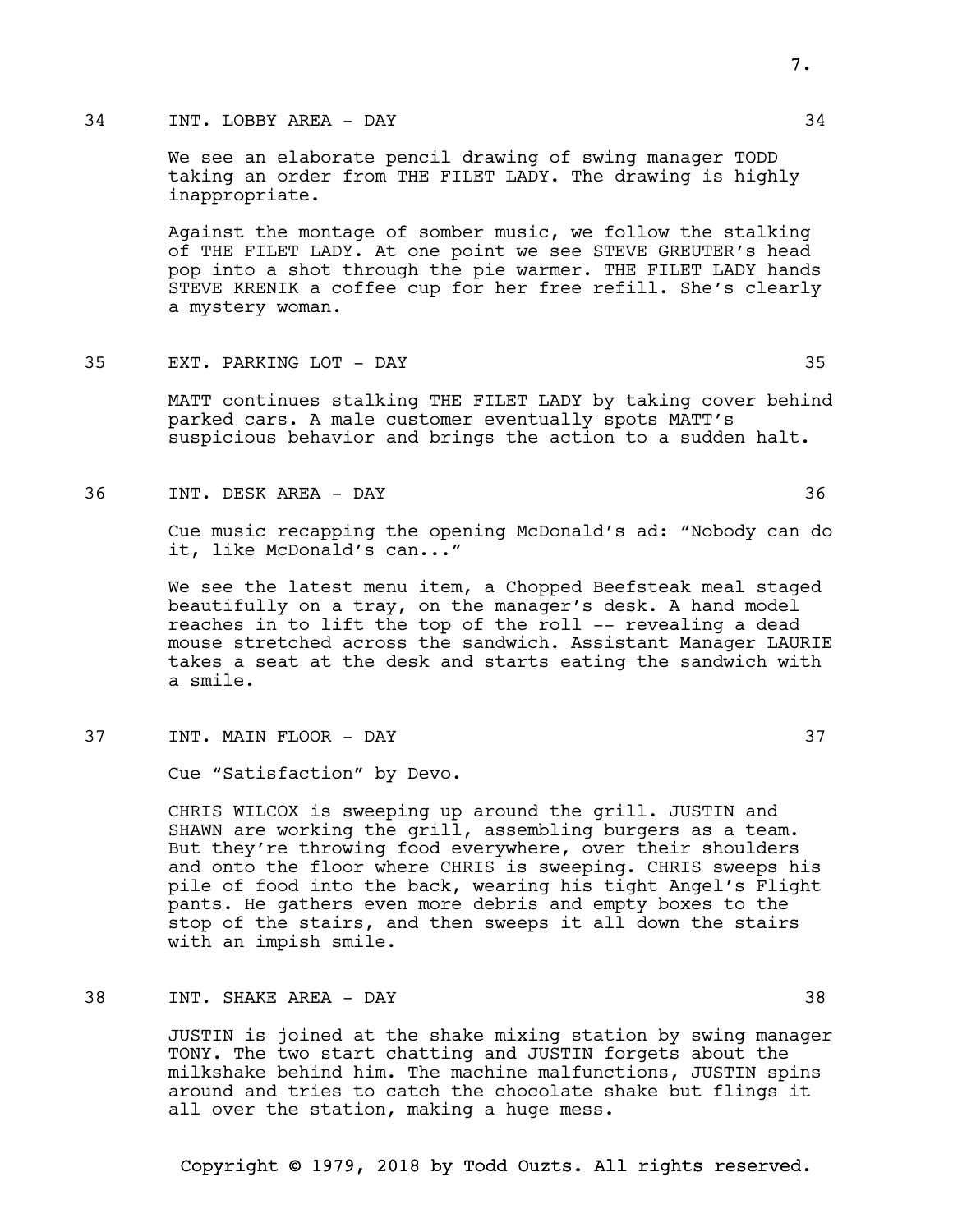### 34 INT. LOBBY AREA - DAY 34

We see an elaborate pencil drawing of swing manager TODD taking an order from THE FILET LADY. The drawing is highly inappropriate.

Against the montage of somber music, we follow the stalking of THE FILET LADY. At one point we see STEVE GREUTER's head pop into a shot through the pie warmer. THE FILET LADY hands STEVE KRENIK a coffee cup for her free refill. She's clearly a mystery woman.

### 35 EXT. PARKING LOT - DAY 35

MATT continues stalking THE FILET LADY by taking cover behind parked cars. A male customer eventually spots MATT's suspicious behavior and brings the action to a sudden halt.

### 36 INT. DESK AREA - DAY 36

Cue music recapping the opening McDonald's ad: "Nobody can do it, like McDonald's can..."

We see the latest menu item, a Chopped Beefsteak meal staged beautifully on a tray, on the manager's desk. A hand model reaches in to lift the top of the roll -- revealing a dead mouse stretched across the sandwich. Assistant Manager LAURIE takes a seat at the desk and starts eating the sandwich with a smile.

### 37 INT. MAIN FLOOR - DAY 37

Cue "Satisfaction" by Devo.

CHRIS WILCOX is sweeping up around the grill. JUSTIN and SHAWN are working the grill, assembling burgers as a team. But they're throwing food everywhere, over their shoulders and onto the floor where CHRIS is sweeping. CHRIS sweeps his pile of food into the back, wearing his tight Angel's Flight pants. He gathers even more debris and empty boxes to the stop of the stairs, and then sweeps it all down the stairs with an impish smile.

### 38 INT. SHAKE AREA - DAY 38

JUSTIN is joined at the shake mixing station by swing manager TONY. The two start chatting and JUSTIN forgets about the milkshake behind him. The machine malfunctions, JUSTIN spins around and tries to catch the chocolate shake but flings it all over the station, making a huge mess.

Copyright © 1979, 2018 by Todd Ouzts. All rights reserved.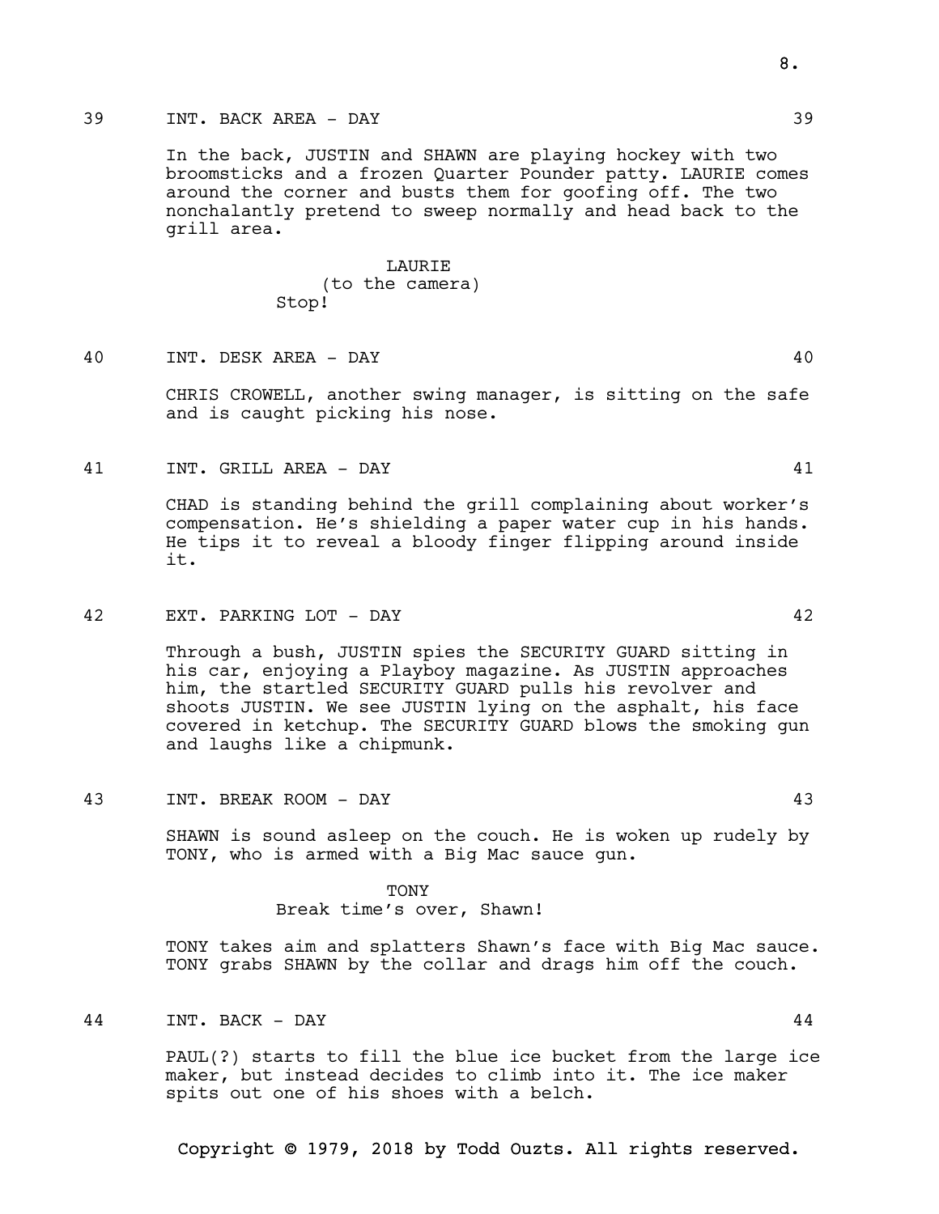39 INT. BACK AREA - DAY 39

In the back, JUSTIN and SHAWN are playing hockey with two broomsticks and a frozen Quarter Pounder patty. LAURIE comes around the corner and busts them for goofing off. The two nonchalantly pretend to sweep normally and head back to the grill area.

LAURIE
(to the camera)
Stop!

40 INT. DESK AREA - DAY 40

CHRIS CROWELL, another swing manager, is sitting on the safe and is caught picking his nose.

41 INT. GRILL AREA - DAY 41

CHAD is standing behind the grill complaining about worker's compensation. He's shielding a paper water cup in his hands. He tips it to reveal a bloody finger flipping around inside it.

42 EXT. PARKING LOT - DAY 42

Through a bush, JUSTIN spies the SECURITY GUARD sitting in his car, enjoying a Playboy magazine. As JUSTIN approaches him, the startled SECURITY GUARD pulls his revolver and shoots JUSTIN. We see JUSTIN lying on the asphalt, his face covered in ketchup. The SECURITY GUARD blows the smoking gun and laughs like a chipmunk.

43 INT. BREAK ROOM - DAY 43

SHAWN is sound asleep on the couch. He is woken up rudely by TONY, who is armed with a Big Mac sauce gun.

TONY
Break time's over, Shawn!

TONY takes aim and splatters Shawn's face with Big Mac sauce. TONY grabs SHAWN by the collar and drags him off the couch.

44 INT. BACK - DAY 44

PAUL(?) starts to fill the blue ice bucket from the large ice maker, but instead decides to climb into it. The ice maker spits out one of his shoes with a belch.

Copyright © 1979, 2018 by Todd Ouzts. All rights reserved.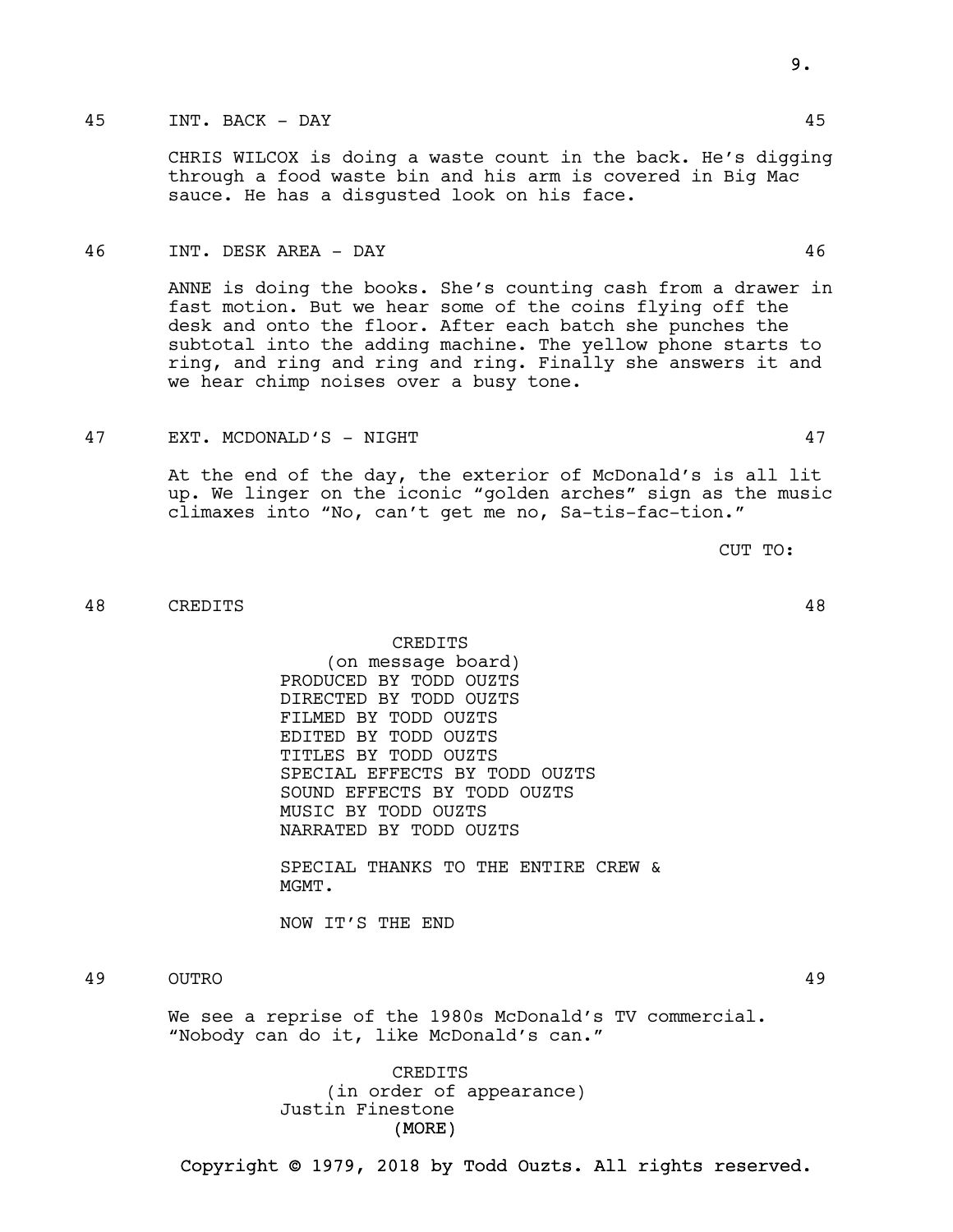45 INT. BACK - DAY 45

CHRIS WILCOX is doing a waste count in the back. He's digging through a food waste bin and his arm is covered in Big Mac sauce. He has a disgusted look on his face.

46 INT. DESK AREA - DAY 46

ANNE is doing the books. She's counting cash from a drawer in fast motion. But we hear some of the coins flying off the desk and onto the floor. After each batch she punches the subtotal into the adding machine. The yellow phone starts to ring, and ring and ring and ring. Finally she answers it and we hear chimp noises over a busy tone.

47 EXT. MCDONALD'S - NIGHT 47

At the end of the day, the exterior of McDonald's is all lit up. We linger on the iconic "golden arches" sign as the music climaxes into "No, can't get me no, Sa-tis-fac-tion."

CUT TO:

48 CREDITS 48

CREDITS
(on message board)
PRODUCED BY TODD OUZTS
DIRECTED BY TODD OUZTS
FILMED BY TODD OUZTS
EDITED BY TODD OUZTS
TITLES BY TODD OUZTS
SPECIAL EFFECTS BY TODD OUZTS
SOUND EFFECTS BY TODD OUZTS
MUSIC BY TODD OUZTS
NARRATED BY TODD OUZTS

SPECIAL THANKS TO THE ENTIRE CREW & MGMT.

NOW IT'S THE END

49 OUTRO 49

We see a reprise of the 1980s McDonald's TV commercial. "Nobody can do it, like McDonald's can."

CREDITS
(in order of appearance)
Justin Finestone
(MORE)

Copyright © 1979, 2018 by Todd Ouzts. All rights reserved.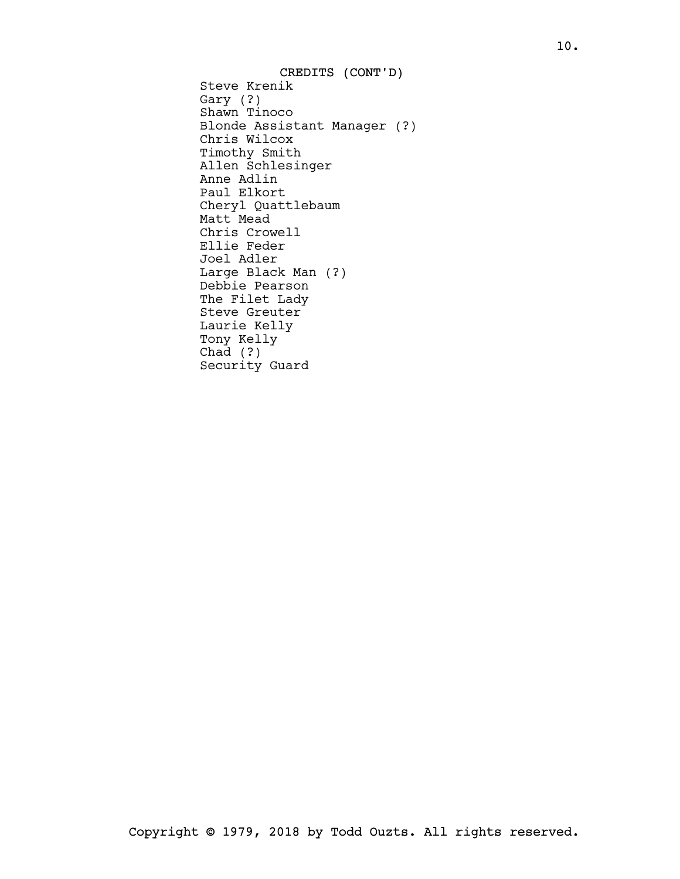CREDITS (CONT'D)

Steve Krenik
Gary (?)
Shawn Tinoco
Blonde Assistant Manager (?)
Chris Wilcox
Timothy Smith
Allen Schlesinger
Anne Adlin
Paul Elkort
Cheryl Quattlebaum
Matt Mead
Chris Crowell
Ellie Feder
Joel Adler
Large Black Man (?)
Debbie Pearson
The Filet Lady
Steve Greuter
Laurie Kelly
Tony Kelly
Chad (?)
Security Guard

Copyright © 1979, 2018 by Todd Ouzts. All rights reserved.